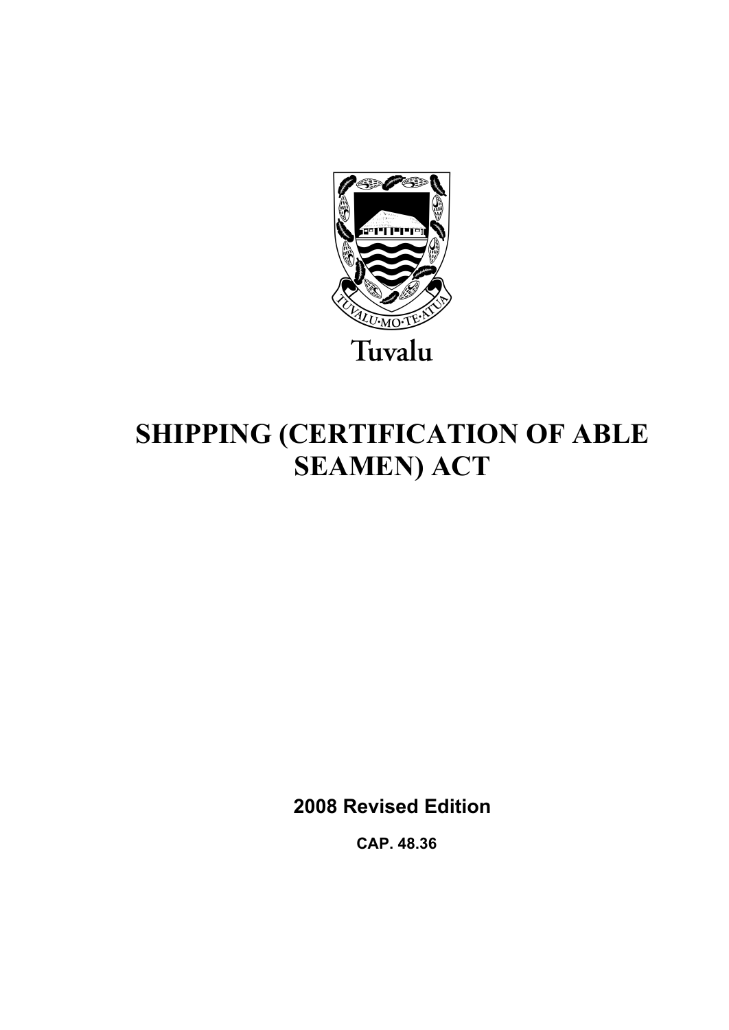Tuvalu

# SHIPPING (CERTIFICATION OF ABLE SEAMEN) ACT

**2008 Revised Edition**

**CAP. 48.36**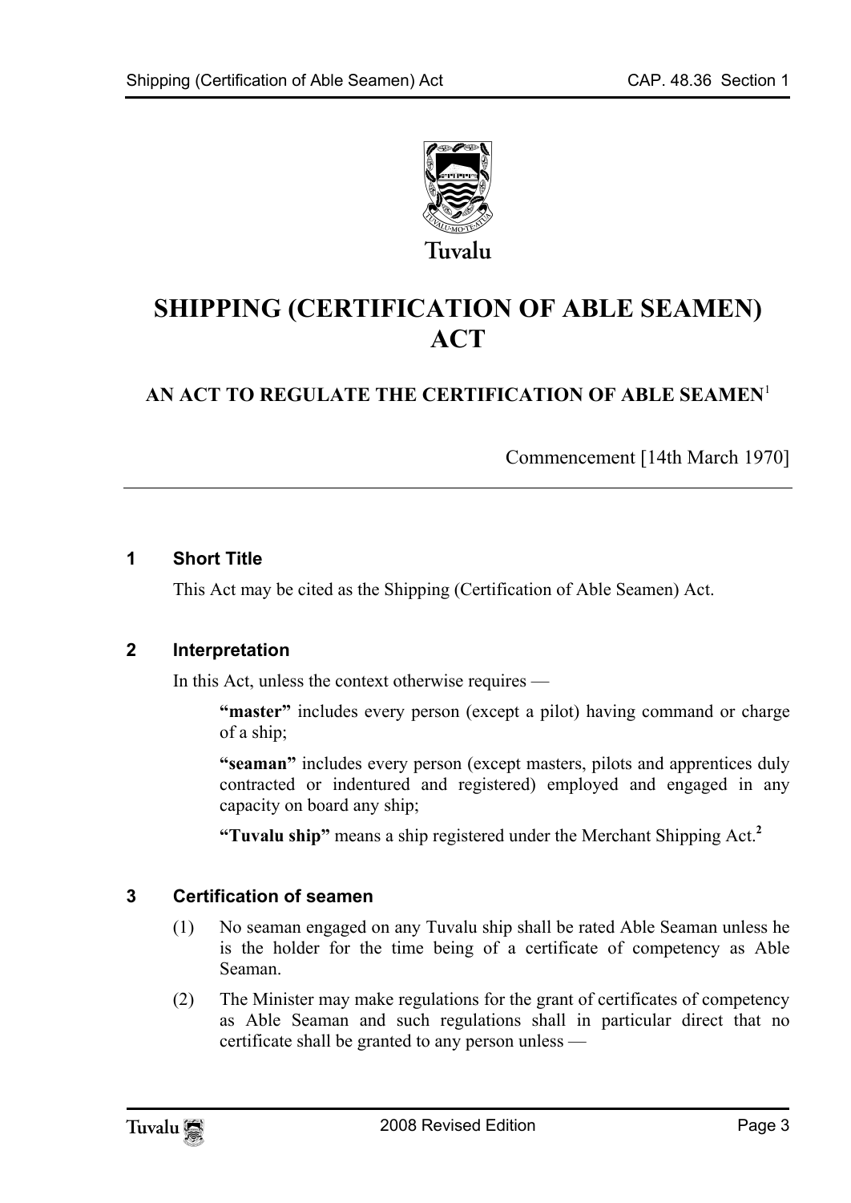Tuvalu

# SHIPPING (CERTIFICATION OF ABLE SEAMEN) ACT

## AN ACT TO REGULATE THE CERTIFICATION OF ABLE SEAMEN[1]

Commencement [14th March 1970]

---

### 1 Short Title

This Act may be cited as the Shipping (Certification of Able Seamen) Act.

### 2 Interpretation

In this Act, unless the context otherwise requires —

**"master"** includes every person (except a pilot) having command or charge of a ship;

**"seaman"** includes every person (except masters, pilots and apprentices duly contracted or indentured and registered) employed and engaged in any capacity on board any ship;

**"Tuvalu ship"** means a ship registered under the Merchant Shipping Act.[2]

### 3 Certification of seamen

(1) No seaman engaged on any Tuvalu ship shall be rated Able Seaman unless he is the holder for the time being of a certificate of competency as Able Seaman.

(2) The Minister may make regulations for the grant of certificates of competency as Able Seaman and such regulations shall in particular direct that no certificate shall be granted to any person unless —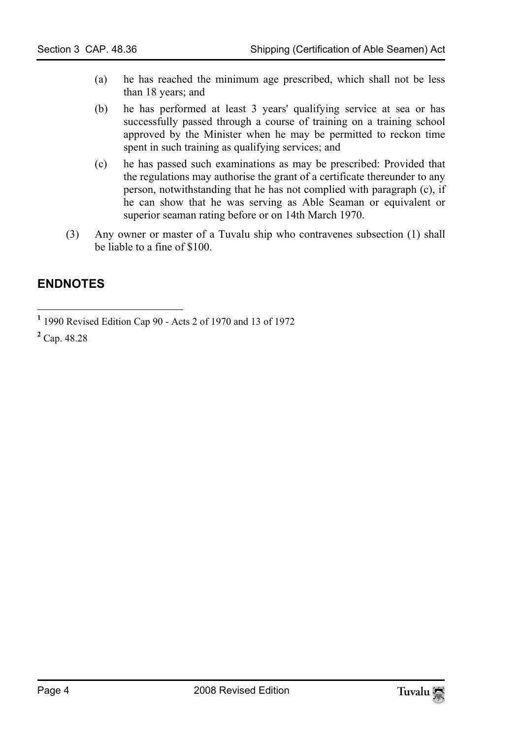(a) he has reached the minimum age prescribed, which shall not be less than 18 years; and

(b) he has performed at least 3 years' qualifying service at sea or has successfully passed through a course of training on a training school approved by the Minister when he may be permitted to reckon time spent in such training as qualifying services; and

(c) he has passed such examinations as may be prescribed: Provided that the regulations may authorise the grant of a certificate thereunder to any person, notwithstanding that he has not complied with paragraph (c), if he can show that he was serving as Able Seaman or equivalent or superior seaman rating before or on 14th March 1970.

(3) Any owner or master of a Tuvalu ship who contravenes subsection (1) shall be liable to a fine of $100.

## ENDNOTES

[1] 1990 Revised Edition Cap 90 - Acts 2 of 1970 and 13 of 1972

[2] Cap. 48.28